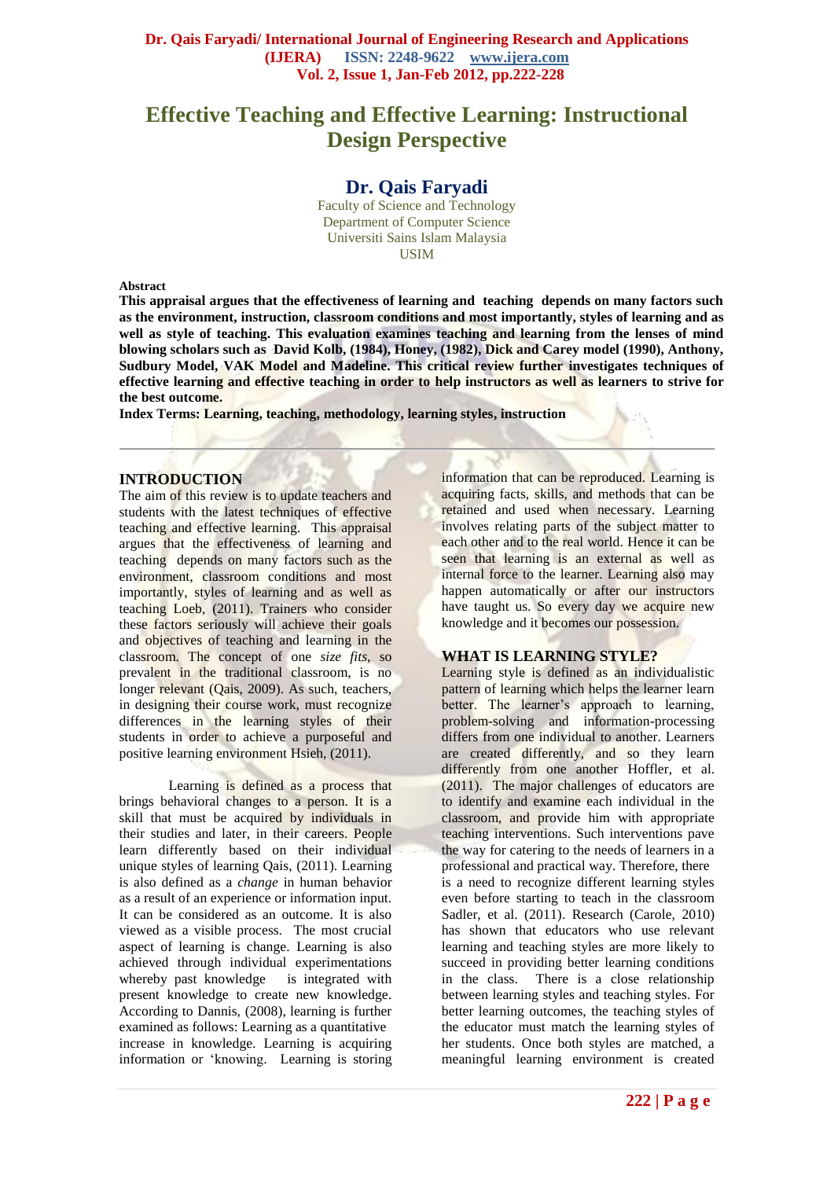# Effective Teaching and Effective Learning: Instructional Design Perspective

## Dr. Qais Faryadi

Faculty of Science and Technology
Department of Computer Science
Universiti Sains Islam Malaysia
USIM

**Abstract**

**This appraisal argues that the effectiveness of learning and teaching depends on many factors such as the environment, instruction, classroom conditions and most importantly, styles of learning and as well as style of teaching. This evaluation examines teaching and learning from the lenses of mind blowing scholars such as David Kolb, (1984), Honey, (1982), Dick and Carey model (1990), Anthony, Sudbury Model, VAK Model and Madeline. This critical review further investigates techniques of effective learning and effective teaching in order to help instructors as well as learners to strive for the best outcome.**

**Index Terms: Learning, teaching, methodology, learning styles, instruction**

## INTRODUCTION

The aim of this review is to update teachers and students with the latest techniques of effective teaching and effective learning. This appraisal argues that the effectiveness of learning and teaching depends on many factors such as the environment, classroom conditions and most importantly, styles of learning and as well as teaching Loeb, (2011). Trainers who consider these factors seriously will achieve their goals and objectives of teaching and learning in the classroom. The concept of one *size fits*, so prevalent in the traditional classroom, is no longer relevant (Qais, 2009). As such, teachers, in designing their course work, must recognize differences in the learning styles of their students in order to achieve a purposeful and positive learning environment Hsieh, (2011).

Learning is defined as a process that brings behavioral changes to a person. It is a skill that must be acquired by individuals in their studies and later, in their careers. People learn differently based on their individual unique styles of learning Qais, (2011). Learning is also defined as a *change* in human behavior as a result of an experience or information input. It can be considered as an outcome. It is also viewed as a visible process. The most crucial aspect of learning is change. Learning is also achieved through individual experimentations whereby past knowledge is integrated with present knowledge to create new knowledge. According to Dannis, (2008), learning is further examined as follows: Learning as a quantitative increase in knowledge. Learning is acquiring information or 'knowing. Learning is storing information that can be reproduced. Learning is acquiring facts, skills, and methods that can be retained and used when necessary. Learning involves relating parts of the subject matter to each other and to the real world. Hence it can be seen that learning is an external as well as internal force to the learner. Learning also may happen automatically or after our instructors have taught us. So every day we acquire new knowledge and it becomes our possession.

## WHAT IS LEARNING STYLE?

Learning style is defined as an individualistic pattern of learning which helps the learner learn better. The learner's approach to learning, problem-solving and information-processing differs from one individual to another. Learners are created differently, and so they learn differently from one another Hoffler, et al. (2011). The major challenges of educators are to identify and examine each individual in the classroom, and provide him with appropriate teaching interventions. Such interventions pave the way for catering to the needs of learners in a professional and practical way. Therefore, there is a need to recognize different learning styles even before starting to teach in the classroom Sadler, et al. (2011). Research (Carole, 2010) has shown that educators who use relevant learning and teaching styles are more likely to succeed in providing better learning conditions in the class. There is a close relationship between learning styles and teaching styles. For better learning outcomes, the teaching styles of the educator must match the learning styles of her students. Once both styles are matched, a meaningful learning environment is created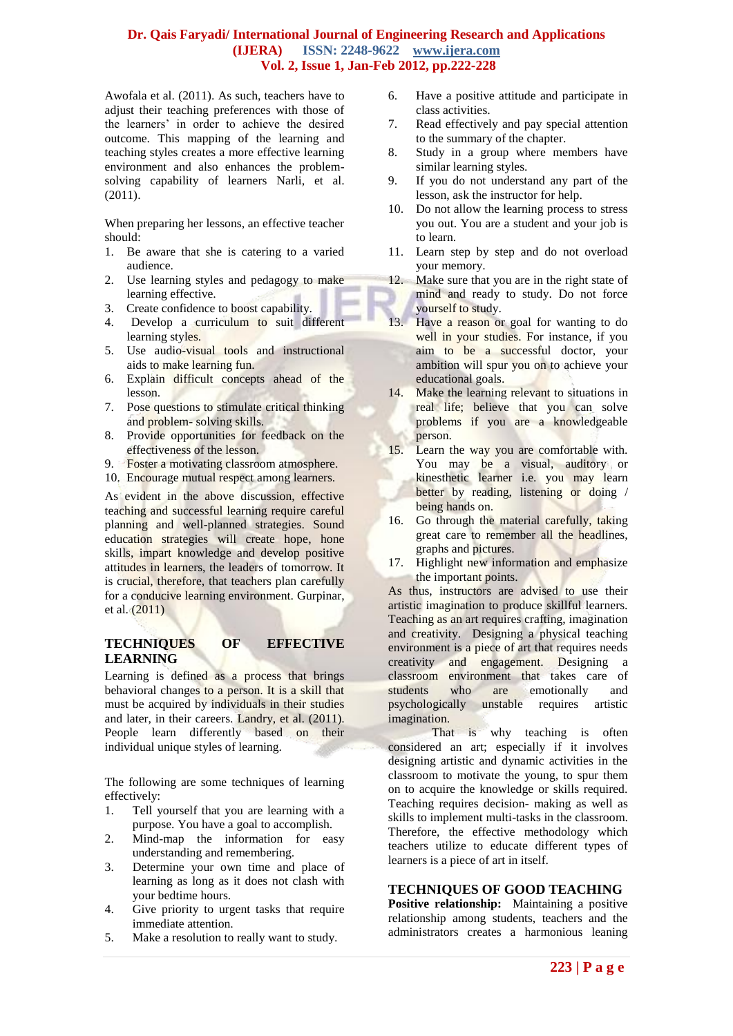Awofala et al. (2011). As such, teachers have to adjust their teaching preferences with those of the learners' in order to achieve the desired outcome. This mapping of the learning and teaching styles creates a more effective learning environment and also enhances the problem-solving capability of learners Narli, et al. (2011).

When preparing her lessons, an effective teacher should:

1. Be aware that she is catering to a varied audience.
2. Use learning styles and pedagogy to make learning effective.
3. Create confidence to boost capability.
4. Develop a curriculum to suit different learning styles.
5. Use audio-visual tools and instructional aids to make learning fun.
6. Explain difficult concepts ahead of the lesson.
7. Pose questions to stimulate critical thinking and problem- solving skills.
8. Provide opportunities for feedback on the effectiveness of the lesson.
9. Foster a motivating classroom atmosphere.
10. Encourage mutual respect among learners.

As evident in the above discussion, effective teaching and successful learning require careful planning and well-planned strategies. Sound education strategies will create hope, hone skills, impart knowledge and develop positive attitudes in learners, the leaders of tomorrow. It is crucial, therefore, that teachers plan carefully for a conducive learning environment. Gurpinar, et al. (2011)

## TECHNIQUES OF EFFECTIVE LEARNING

Learning is defined as a process that brings behavioral changes to a person. It is a skill that must be acquired by individuals in their studies and later, in their careers. Landry, et al. (2011). People learn differently based on their individual unique styles of learning.

The following are some techniques of learning effectively:

1. Tell yourself that you are learning with a purpose. You have a goal to accomplish.
2. Mind-map the information for easy understanding and remembering.
3. Determine your own time and place of learning as long as it does not clash with your bedtime hours.
4. Give priority to urgent tasks that require immediate attention.
5. Make a resolution to really want to study.
6. Have a positive attitude and participate in class activities.
7. Read effectively and pay special attention to the summary of the chapter.
8. Study in a group where members have similar learning styles.
9. If you do not understand any part of the lesson, ask the instructor for help.
10. Do not allow the learning process to stress you out. You are a student and your job is to learn.
11. Learn step by step and do not overload your memory.
12. Make sure that you are in the right state of mind and ready to study. Do not force yourself to study.
13. Have a reason or goal for wanting to do well in your studies. For instance, if you aim to be a successful doctor, your ambition will spur you on to achieve your educational goals.
14. Make the learning relevant to situations in real life; believe that you can solve problems if you are a knowledgeable person.
15. Learn the way you are comfortable with. You may be a visual, auditory or kinesthetic learner i.e. you may learn better by reading, listening or doing / being hands on.
16. Go through the material carefully, taking great care to remember all the headlines, graphs and pictures.
17. Highlight new information and emphasize the important points.

As thus, instructors are advised to use their artistic imagination to produce skillful learners. Teaching as an art requires crafting, imagination and creativity. Designing a physical teaching environment is a piece of art that requires needs creativity and engagement. Designing a classroom environment that takes care of students who are emotionally and psychologically unstable requires artistic imagination.

That is why teaching is often considered an art; especially if it involves designing artistic and dynamic activities in the classroom to motivate the young, to spur them on to acquire the knowledge or skills required. Teaching requires decision- making as well as skills to implement multi-tasks in the classroom. Therefore, the effective methodology which teachers utilize to educate different types of learners is a piece of art in itself.

## TECHNIQUES OF GOOD TEACHING

**Positive relationship:** Maintaining a positive relationship among students, teachers and the administrators creates a harmonious leaning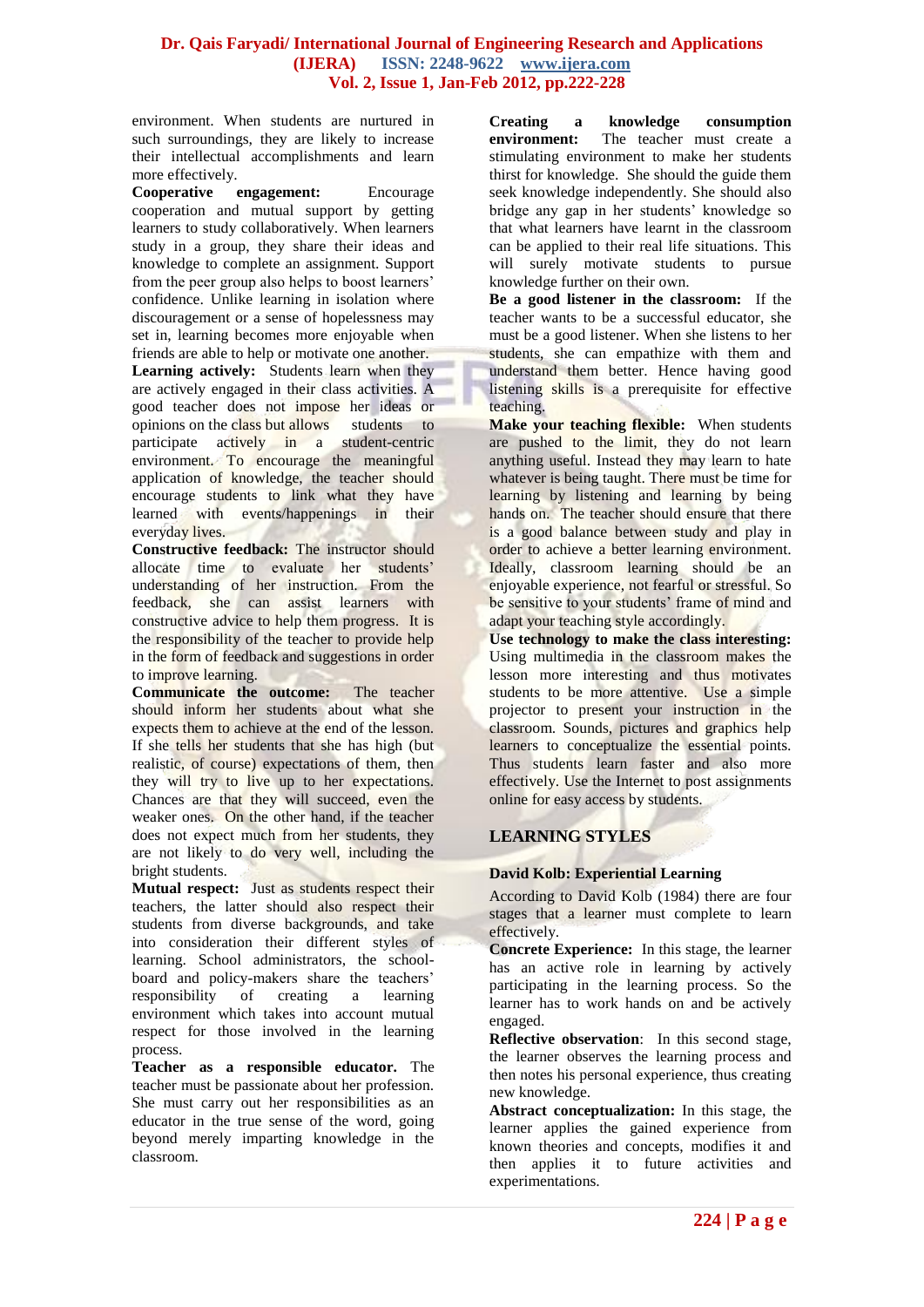environment. When students are nurtured in such surroundings, they are likely to increase their intellectual accomplishments and learn more effectively.

**Cooperative engagement:** Encourage cooperation and mutual support by getting learners to study collaboratively. When learners study in a group, they share their ideas and knowledge to complete an assignment. Support from the peer group also helps to boost learners' confidence. Unlike learning in isolation where discouragement or a sense of hopelessness may set in, learning becomes more enjoyable when friends are able to help or motivate one another.

**Learning actively:** Students learn when they are actively engaged in their class activities. A good teacher does not impose her ideas or opinions on the class but allows students to participate actively in a student-centric environment. To encourage the meaningful application of knowledge, the teacher should encourage students to link what they have learned with events/happenings in their everyday lives.

**Constructive feedback:** The instructor should allocate time to evaluate her students' understanding of her instruction. From the feedback, she can assist learners with constructive advice to help them progress. It is the responsibility of the teacher to provide help in the form of feedback and suggestions in order to improve learning.

**Communicate the outcome:** The teacher should inform her students about what she expects them to achieve at the end of the lesson. If she tells her students that she has high (but realistic, of course) expectations of them, then they will try to live up to her expectations. Chances are that they will succeed, even the weaker ones. On the other hand, if the teacher does not expect much from her students, they are not likely to do very well, including the bright students.

**Mutual respect:** Just as students respect their teachers, the latter should also respect their students from diverse backgrounds, and take into consideration their different styles of learning. School administrators, the school-board and policy-makers share the teachers' responsibility of creating a learning environment which takes into account mutual respect for those involved in the learning process.

**Teacher as a responsible educator.** The teacher must be passionate about her profession. She must carry out her responsibilities as an educator in the true sense of the word, going beyond merely imparting knowledge in the classroom.

**Creating a knowledge consumption environment:** The teacher must create a stimulating environment to make her students thirst for knowledge. She should the guide them seek knowledge independently. She should also bridge any gap in her students' knowledge so that what learners have learnt in the classroom can be applied to their real life situations. This will surely motivate students to pursue knowledge further on their own.

**Be a good listener in the classroom:** If the teacher wants to be a successful educator, she must be a good listener. When she listens to her students, she can empathize with them and understand them better. Hence having good listening skills is a prerequisite for effective teaching.

**Make your teaching flexible:** When students are pushed to the limit, they do not learn anything useful. Instead they may learn to hate whatever is being taught. There must be time for learning by listening and learning by being hands on. The teacher should ensure that there is a good balance between study and play in order to achieve a better learning environment. Ideally, classroom learning should be an enjoyable experience, not fearful or stressful. So be sensitive to your students' frame of mind and adapt your teaching style accordingly.

**Use technology to make the class interesting:** Using multimedia in the classroom makes the lesson more interesting and thus motivates students to be more attentive. Use a simple projector to present your instruction in the classroom. Sounds, pictures and graphics help learners to conceptualize the essential points. Thus students learn faster and also more effectively. Use the Internet to post assignments online for easy access by students.

## LEARNING STYLES

### David Kolb: Experiential Learning

According to David Kolb (1984) there are four stages that a learner must complete to learn effectively.

**Concrete Experience:** In this stage, the learner has an active role in learning by actively participating in the learning process. So the learner has to work hands on and be actively engaged.

**Reflective observation**: In this second stage, the learner observes the learning process and then notes his personal experience, thus creating new knowledge.

**Abstract conceptualization:** In this stage, the learner applies the gained experience from known theories and concepts, modifies it and then applies it to future activities and experimentations.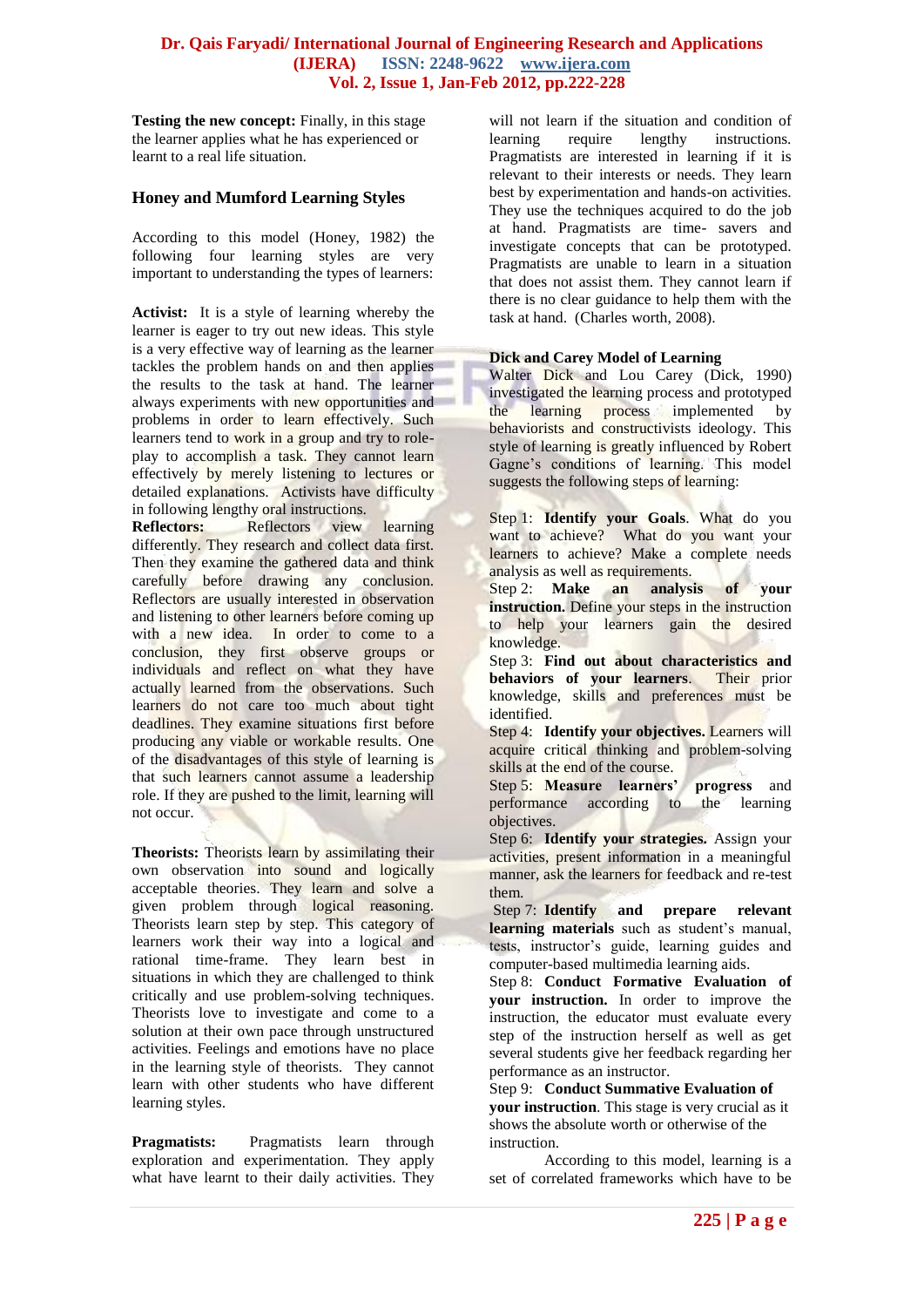**Testing the new concept:** Finally, in this stage the learner applies what he has experienced or learnt to a real life situation.

## Honey and Mumford Learning Styles

According to this model (Honey, 1982) the following four learning styles are very important to understanding the types of learners:

**Activist:** It is a style of learning whereby the learner is eager to try out new ideas. This style is a very effective way of learning as the learner tackles the problem hands on and then applies the results to the task at hand. The learner always experiments with new opportunities and problems in order to learn effectively. Such learners tend to work in a group and try to role-play to accomplish a task. They cannot learn effectively by merely listening to lectures or detailed explanations. Activists have difficulty in following lengthy oral instructions.

**Reflectors:** Reflectors view learning differently. They research and collect data first. Then they examine the gathered data and think carefully before drawing any conclusion. Reflectors are usually interested in observation and listening to other learners before coming up with a new idea. In order to come to a conclusion, they first observe groups or individuals and reflect on what they have actually learned from the observations. Such learners do not care too much about tight deadlines. They examine situations first before producing any viable or workable results. One of the disadvantages of this style of learning is that such learners cannot assume a leadership role. If they are pushed to the limit, learning will not occur.

**Theorists:** Theorists learn by assimilating their own observation into sound and logically acceptable theories. They learn and solve a given problem through logical reasoning. Theorists learn step by step. This category of learners work their way into a logical and rational time-frame. They learn best in situations in which they are challenged to think critically and use problem-solving techniques. Theorists love to investigate and come to a solution at their own pace through unstructured activities. Feelings and emotions have no place in the learning style of theorists. They cannot learn with other students who have different learning styles.

**Pragmatists:** Pragmatists learn through exploration and experimentation. They apply what have learnt to their daily activities. They will not learn if the situation and condition of learning require lengthy instructions. Pragmatists are interested in learning if it is relevant to their interests or needs. They learn best by experimentation and hands-on activities. They use the techniques acquired to do the job at hand. Pragmatists are time- savers and investigate concepts that can be prototyped. Pragmatists are unable to learn in a situation that does not assist them. They cannot learn if there is no clear guidance to help them with the task at hand. (Charles worth, 2008).

### Dick and Carey Model of Learning

Walter Dick and Lou Carey (Dick, 1990) investigated the learning process and prototyped the learning process implemented by behaviorists and constructivists ideology. This style of learning is greatly influenced by Robert Gagne's conditions of learning. This model suggests the following steps of learning:

Step 1: **Identify your Goals**. What do you want to achieve? What do you want your learners to achieve? Make a complete needs analysis as well as requirements.

Step 2: **Make an analysis of your instruction.** Define your steps in the instruction to help your learners gain the desired knowledge.

Step 3: **Find out about characteristics and behaviors of your learners**. Their prior knowledge, skills and preferences must be identified.

Step 4: **Identify your objectives.** Learners will acquire critical thinking and problem-solving skills at the end of the course.

Step 5: **Measure learners' progress** and performance according to the learning objectives.

Step 6: **Identify your strategies.** Assign your activities, present information in a meaningful manner, ask the learners for feedback and re-test them.

Step 7: **Identify and prepare relevant learning materials** such as student's manual, tests, instructor's guide, learning guides and computer-based multimedia learning aids.

Step 8: **Conduct Formative Evaluation of your instruction.** In order to improve the instruction, the educator must evaluate every step of the instruction herself as well as get several students give her feedback regarding her performance as an instructor.

Step 9: **Conduct Summative Evaluation of your instruction**. This stage is very crucial as it shows the absolute worth or otherwise of the instruction.

According to this model, learning is a set of correlated frameworks which have to be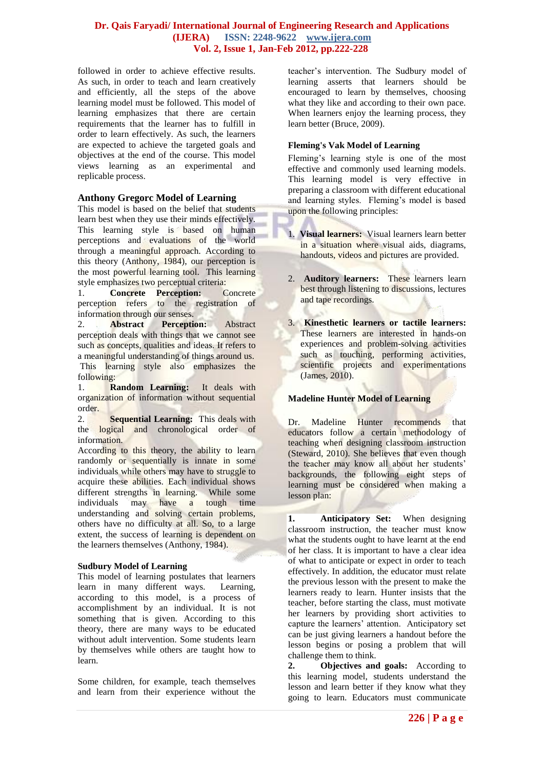followed in order to achieve effective results. As such, in order to teach and learn creatively and efficiently, all the steps of the above learning model must be followed. This model of learning emphasizes that there are certain requirements that the learner has to fulfill in order to learn effectively. As such, the learners are expected to achieve the targeted goals and objectives at the end of the course. This model views learning as an experimental and replicable process.

## Anthony Gregorc Model of Learning

This model is based on the belief that students learn best when they use their minds effectively. This learning style is based on human perceptions and evaluations of the world through a meaningful approach. According to this theory (Anthony, 1984), our perception is the most powerful learning tool. This learning style emphasizes two perceptual criteria:

1. **Concrete Perception:** Concrete perception refers to the registration of information through our senses.
2. **Abstract Perception:** Abstract perception deals with things that we cannot see such as concepts, qualities and ideas. It refers to a meaningful understanding of things around us.

This learning style also emphasizes the following:

1. **Random Learning:** It deals with organization of information without sequential order.
2. **Sequential Learning:** This deals with the logical and chronological order of information.

According to this theory, the ability to learn randomly or sequentially is innate in some individuals while others may have to struggle to acquire these abilities. Each individual shows different strengths in learning. While some individuals may have a tough time understanding and solving certain problems, others have no difficulty at all. So, to a large extent, the success of learning is dependent on the learners themselves (Anthony, 1984).

## Sudbury Model of Learning

This model of learning postulates that learners learn in many different ways. Learning, according to this model, is a process of accomplishment by an individual. It is not something that is given. According to this theory, there are many ways to be educated without adult intervention. Some students learn by themselves while others are taught how to learn.

Some children, for example, teach themselves and learn from their experience without the teacher's intervention. The Sudbury model of learning asserts that learners should be encouraged to learn by themselves, choosing what they like and according to their own pace. When learners enjoy the learning process, they learn better (Bruce, 2009).

## Fleming's Vak Model of Learning

Fleming's learning style is one of the most effective and commonly used learning models. This learning model is very effective in preparing a classroom with different educational and learning styles. Fleming's model is based upon the following principles:

1. **Visual learners:** Visual learners learn better in a situation where visual aids, diagrams, handouts, videos and pictures are provided.

2. **Auditory learners:** These learners learn best through listening to discussions, lectures and tape recordings.

3. **Kinesthetic learners or tactile learners:** These learners are interested in hands-on experiences and problem-solving activities such as touching, performing activities, scientific projects and experimentations (James, 2010).

## Madeline Hunter Model of Learning

Dr. Madeline Hunter recommends that educators follow a certain methodology of teaching when designing classroom instruction (Steward, 2010). She believes that even though the teacher may know all about her students' backgrounds, the following eight steps of learning must be considered when making a lesson plan:

1. **Anticipatory Set:** When designing classroom instruction, the teacher must know what the students ought to have learnt at the end of her class. It is important to have a clear idea of what to anticipate or expect in order to teach effectively. In addition, the educator must relate the previous lesson with the present to make the learners ready to learn. Hunter insists that the teacher, before starting the class, must motivate her learners by providing short activities to capture the learners' attention. Anticipatory set can be just giving learners a handout before the lesson begins or posing a problem that will challenge them to think.
2. **Objectives and goals:** According to this learning model, students understand the lesson and learn better if they know what they going to learn. Educators must communicate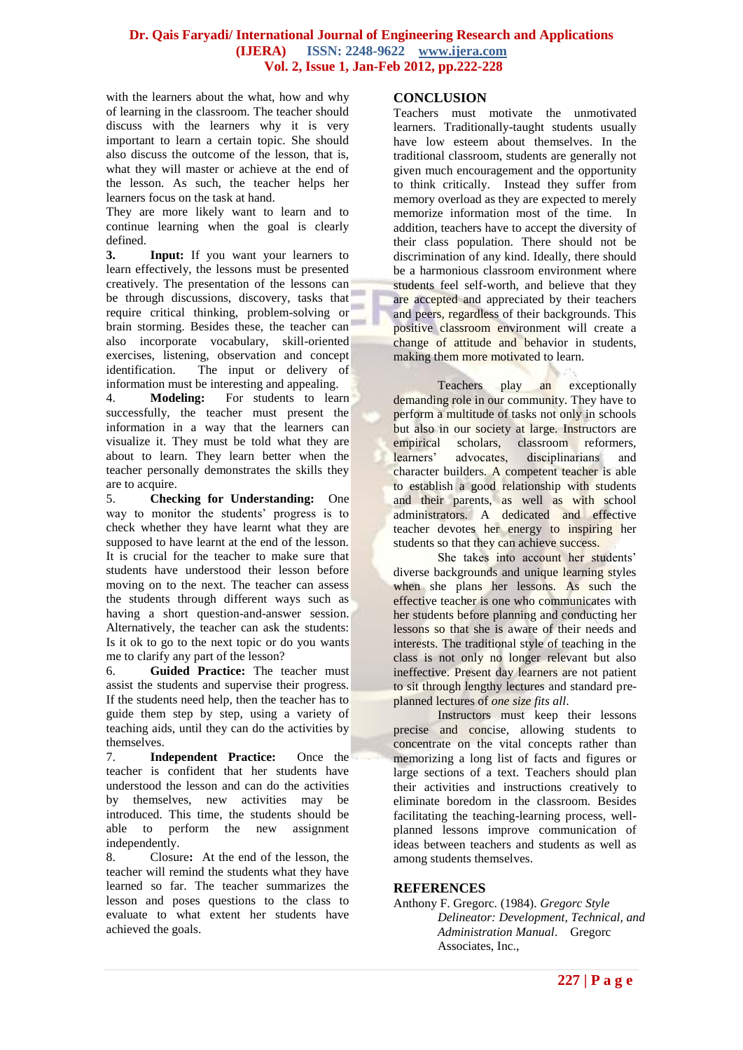with the learners about the what, how and why of learning in the classroom. The teacher should discuss with the learners why it is very important to learn a certain topic. She should also discuss the outcome of the lesson, that is, what they will master or achieve at the end of the lesson. As such, the teacher helps her learners focus on the task at hand.

They are more likely want to learn and to continue learning when the goal is clearly defined.

**3.** **Input:** If you want your learners to learn effectively, the lessons must be presented creatively. The presentation of the lessons can be through discussions, discovery, tasks that require critical thinking, problem-solving or brain storming. Besides these, the teacher can also incorporate vocabulary, skill-oriented exercises, listening, observation and concept identification. The input or delivery of information must be interesting and appealing.

4. **Modeling:** For students to learn successfully, the teacher must present the information in a way that the learners can visualize it. They must be told what they are about to learn. They learn better when the teacher personally demonstrates the skills they are to acquire.

5. **Checking for Understanding:** One way to monitor the students' progress is to check whether they have learnt what they are supposed to have learnt at the end of the lesson. It is crucial for the teacher to make sure that students have understood their lesson before moving on to the next. The teacher can assess the students through different ways such as having a short question-and-answer session. Alternatively, the teacher can ask the students: Is it ok to go to the next topic or do you wants me to clarify any part of the lesson?

6. **Guided Practice:** The teacher must assist the students and supervise their progress. If the students need help, then the teacher has to guide them step by step, using a variety of teaching aids, until they can do the activities by themselves.

7. **Independent Practice:** Once the teacher is confident that her students have understood the lesson and can do the activities by themselves, new activities may be introduced. This time, the students should be able to perform the new assignment independently.

8. Closure**:** At the end of the lesson, the teacher will remind the students what they have learned so far. The teacher summarizes the lesson and poses questions to the class to evaluate to what extent her students have achieved the goals.

## CONCLUSION

Teachers must motivate the unmotivated learners. Traditionally-taught students usually have low esteem about themselves. In the traditional classroom, students are generally not given much encouragement and the opportunity to think critically. Instead they suffer from memory overload as they are expected to merely memorize information most of the time. In addition, teachers have to accept the diversity of their class population. There should not be discrimination of any kind. Ideally, there should be a harmonious classroom environment where students feel self-worth, and believe that they are accepted and appreciated by their teachers and peers, regardless of their backgrounds. This positive classroom environment will create a change of attitude and behavior in students, making them more motivated to learn.

Teachers play an exceptionally demanding role in our community. They have to perform a multitude of tasks not only in schools but also in our society at large. Instructors are empirical scholars, classroom reformers, learners' advocates, disciplinarians and character builders. A competent teacher is able to establish a good relationship with students and their parents, as well as with school administrators. A dedicated and effective teacher devotes her energy to inspiring her students so that they can achieve success.

She takes into account her students' diverse backgrounds and unique learning styles when she plans her lessons. As such the effective teacher is one who communicates with her students before planning and conducting her lessons so that she is aware of their needs and interests. The traditional style of teaching in the class is not only no longer relevant but also ineffective. Present day learners are not patient to sit through lengthy lectures and standard pre-planned lectures of *one size fits all*.

Instructors must keep their lessons precise and concise, allowing students to concentrate on the vital concepts rather than memorizing a long list of facts and figures or large sections of a text. Teachers should plan their activities and instructions creatively to eliminate boredom in the classroom. Besides facilitating the teaching-learning process, well-planned lessons improve communication of ideas between teachers and students as well as among students themselves.

## REFERENCES

Anthony F. Gregorc. (1984). *Gregorc Style Delineator: Development, Technical, and Administration Manual*. Gregorc Associates, Inc.,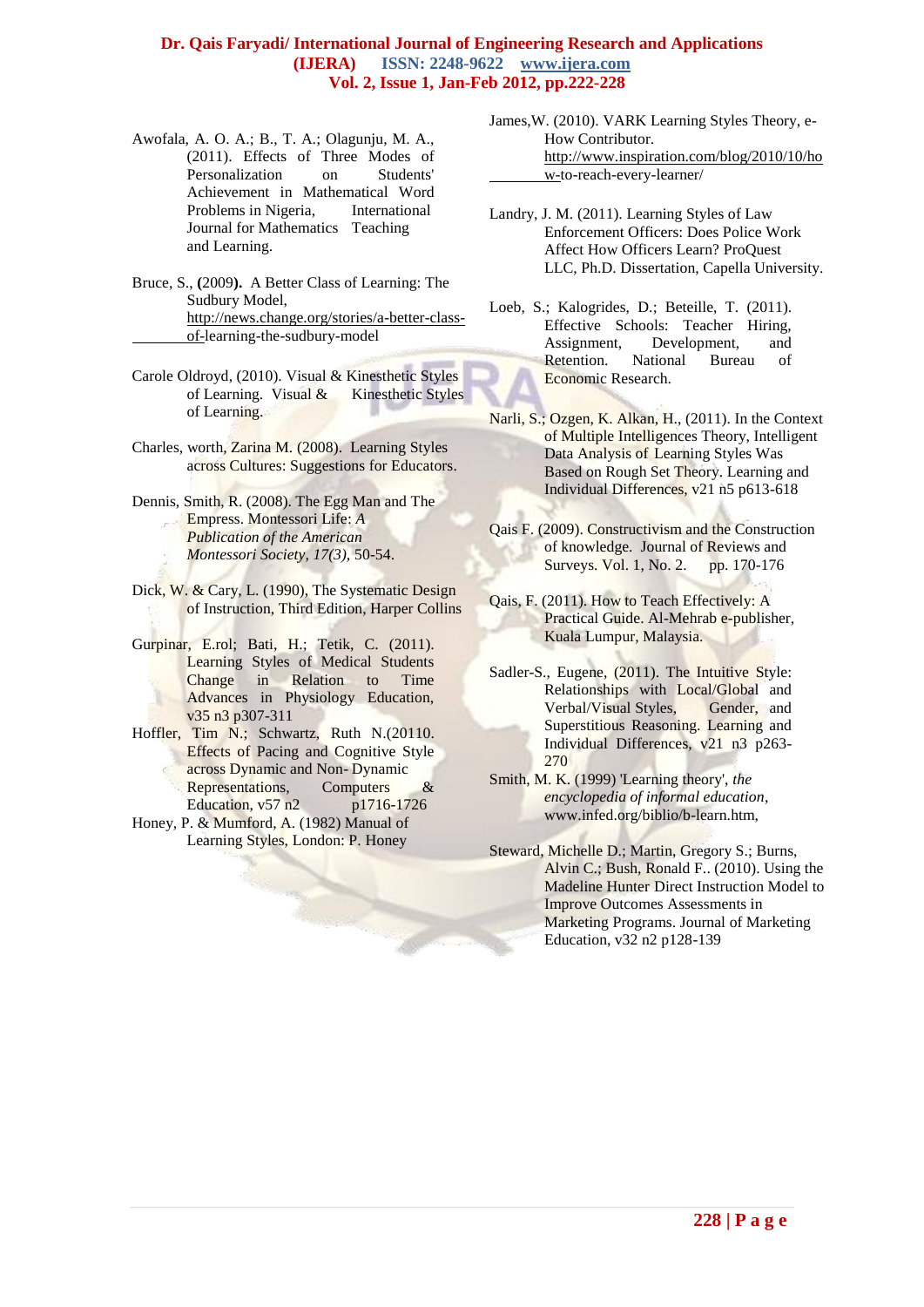Awofala, A. O. A.; B., T. A.; Olagunju, M. A., (2011). Effects of Three Modes of Personalization on Students' Achievement in Mathematical Word Problems in Nigeria, International Journal for Mathematics Teaching and Learning.

Bruce, S., **(**2009**).** A Better Class of Learning: The Sudbury Model, http://news.change.org/stories/a-better-class-of-learning-the-sudbury-model

Carole Oldroyd, (2010). Visual & Kinesthetic Styles of Learning. Visual & Kinesthetic Styles of Learning.

Charles, worth, Zarina M. (2008). Learning Styles across Cultures: Suggestions for Educators.

Dennis, Smith, R. (2008). The Egg Man and The Empress. Montessori Life: *A Publication of the American Montessori Society, 17(3),* 50-54.

Dick, W. & Cary, L. (1990), The Systematic Design of Instruction, Third Edition, Harper Collins

Gurpinar, E.rol; Bati, H.; Tetik, C. (2011). Learning Styles of Medical Students Change in Relation to Time Advances in Physiology Education, v35 n3 p307-311

Hoffler, Tim N.; Schwartz, Ruth N.(20110. Effects of Pacing and Cognitive Style across Dynamic and Non- Dynamic Representations, Computers & Education, v57 n2 p1716-1726

Honey, P. & Mumford, A. (1982) Manual of Learning Styles, London: P. Honey

James,W. (2010). VARK Learning Styles Theory, e-How Contributor. http://www.inspiration.com/blog/2010/10/how-to-reach-every-learner/

Landry, J. M. (2011). Learning Styles of Law Enforcement Officers: Does Police Work Affect How Officers Learn? ProQuest LLC, Ph.D. Dissertation, Capella University.

Loeb, S.; Kalogrides, D.; Beteille, T. (2011). Effective Schools: Teacher Hiring, Assignment, Development, and Retention. National Bureau of Economic Research.

Narli, S.; Ozgen, K. Alkan, H., (2011). In the Context of Multiple Intelligences Theory, Intelligent Data Analysis of Learning Styles Was Based on Rough Set Theory. Learning and Individual Differences, v21 n5 p613-618

Qais F. (2009). Constructivism and the Construction of knowledge. Journal of Reviews and Surveys. Vol. 1, No. 2. pp. 170-176

Qais, F. (2011). How to Teach Effectively: A Practical Guide. Al-Mehrab e-publisher, Kuala Lumpur, Malaysia.

Sadler-S., Eugene, (2011). The Intuitive Style: Relationships with Local/Global and Verbal/Visual Styles, Gender, and Superstitious Reasoning. Learning and Individual Differences, v21 n3 p263-270

Smith, M. K. (1999) 'Learning theory', *the encyclopedia of informal education*, www.infed.org/biblio/b-learn.htm,

Steward, Michelle D.; Martin, Gregory S.; Burns, Alvin C.; Bush, Ronald F.. (2010). Using the Madeline Hunter Direct Instruction Model to Improve Outcomes Assessments in Marketing Programs. Journal of Marketing Education, v32 n2 p128-139